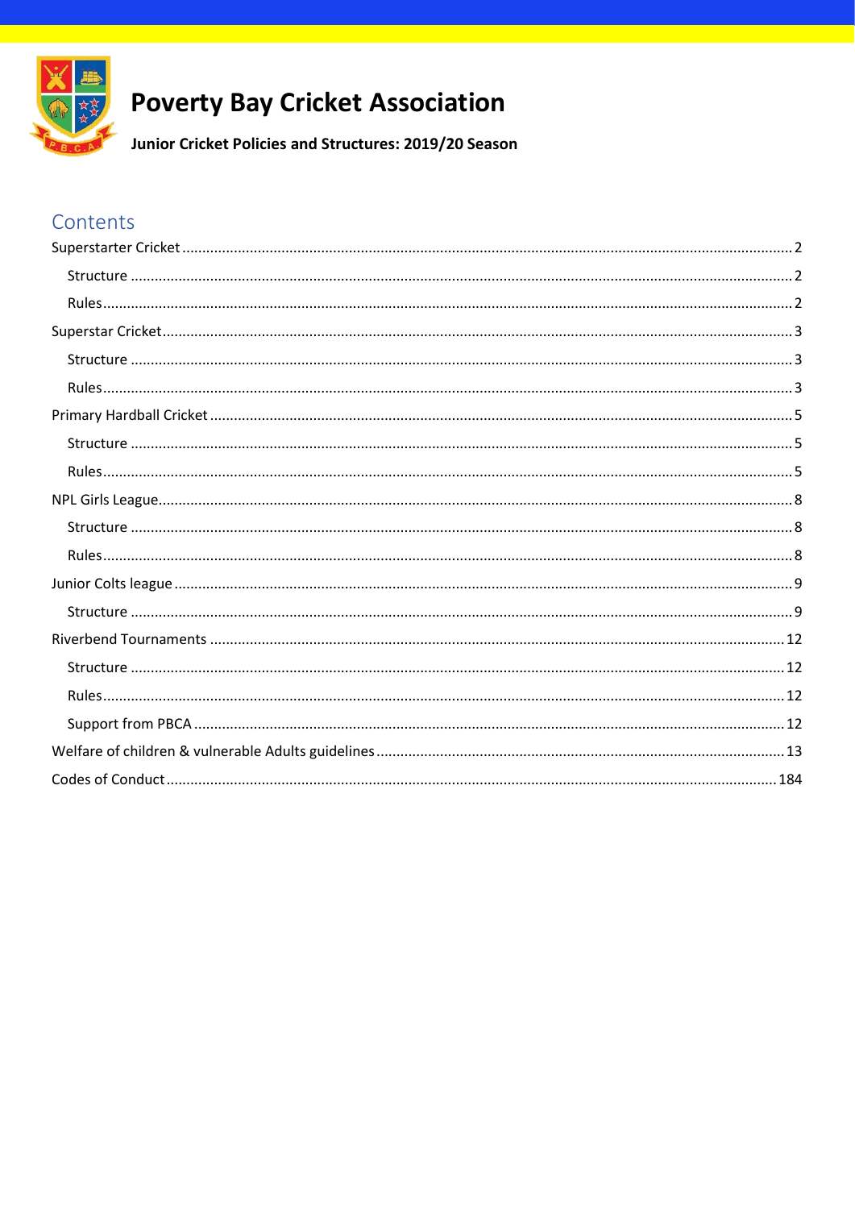# Poverty Bay Cricket Association

**Junior Cricket Policies and Structures: 2019/20 Season**

## Contents

Superstarter Cricket ..... 2
- Structure ..... 2
- Rules ..... 2

Superstar Cricket ..... 3
- Structure ..... 3
- Rules ..... 3

Primary Hardball Cricket ..... 5
- Structure ..... 5
- Rules ..... 5

NPL Girls League ..... 8
- Structure ..... 8
- Rules ..... 8

Junior Colts league ..... 9
- Structure ..... 9

Riverbend Tournaments ..... 12
- Structure ..... 12
- Rules ..... 12
- Support from PBCA ..... 12

Welfare of children & vulnerable Adults guidelines ..... 13

Codes of Conduct ..... 184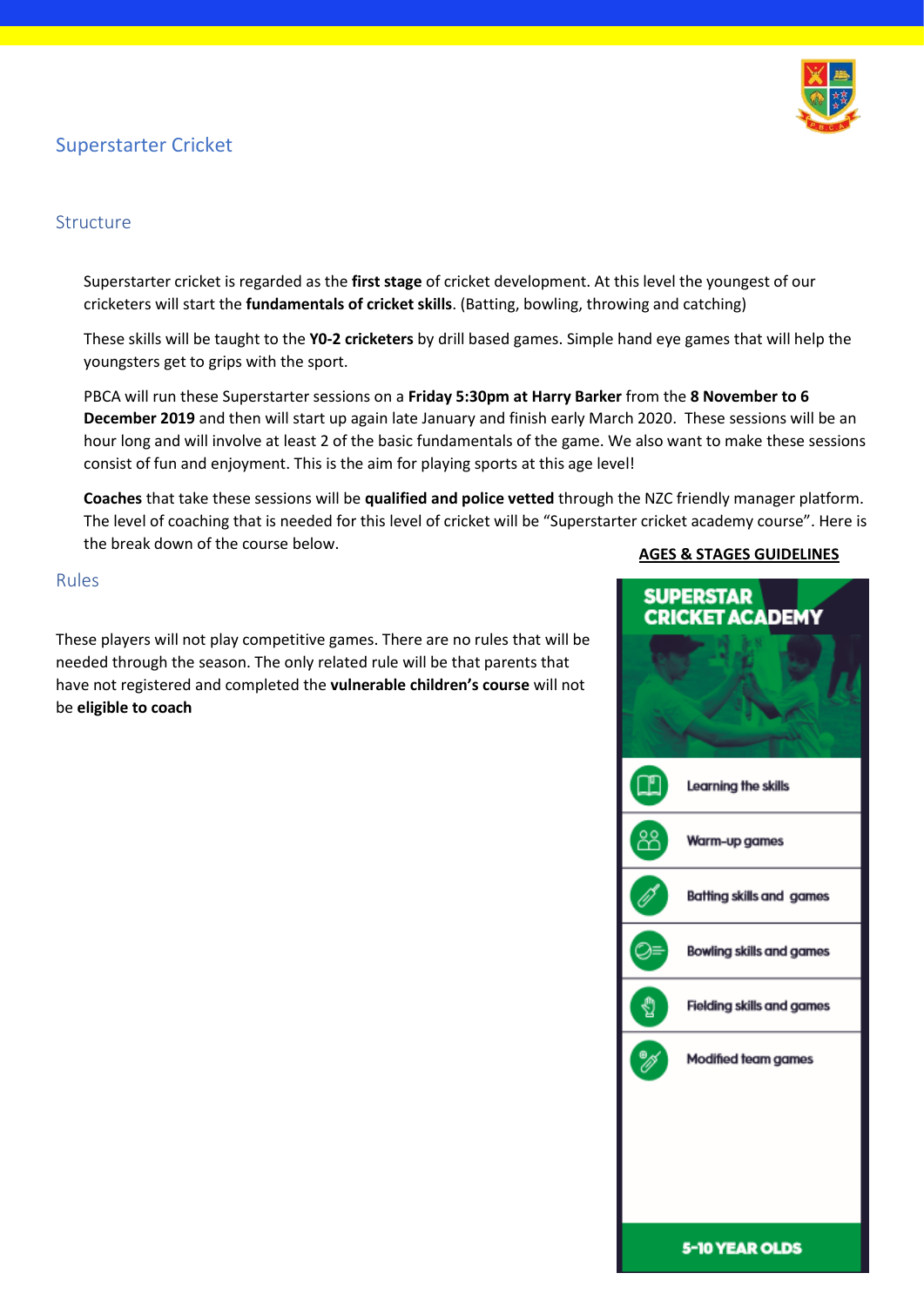## Superstarter Cricket

### Structure

Superstarter cricket is regarded as the **first stage** of cricket development. At this level the youngest of our cricketers will start the **fundamentals of cricket skills**. (Batting, bowling, throwing and catching)

These skills will be taught to the **Y0-2 cricketers** by drill based games. Simple hand eye games that will help the youngsters get to grips with the sport.

PBCA will run these Superstarter sessions on a **Friday 5:30pm at Harry Barker** from the **8 November to 6 December 2019** and then will start up again late January and finish early March 2020. These sessions will be an hour long and will involve at least 2 of the basic fundamentals of the game. We also want to make these sessions consist of fun and enjoyment. This is the aim for playing sports at this age level!

**Coaches** that take these sessions will be **qualified and police vetted** through the NZC friendly manager platform. The level of coaching that is needed for this level of cricket will be "Superstarter cricket academy course". Here is the break down of the course below.

**AGES & STAGES GUIDELINES**

**SUPERSTAR CRICKET ACADEMY**

- Learning the skills
- Warm-up games
- Batting skills and games
- Bowling skills and games
- Fielding skills and games
- Modified team games

**5-10 YEAR OLDS**

### Rules

These players will not play competitive games. There are no rules that will be needed through the season. The only related rule will be that parents that have not registered and completed the **vulnerable children's course** will not be **eligible to coach**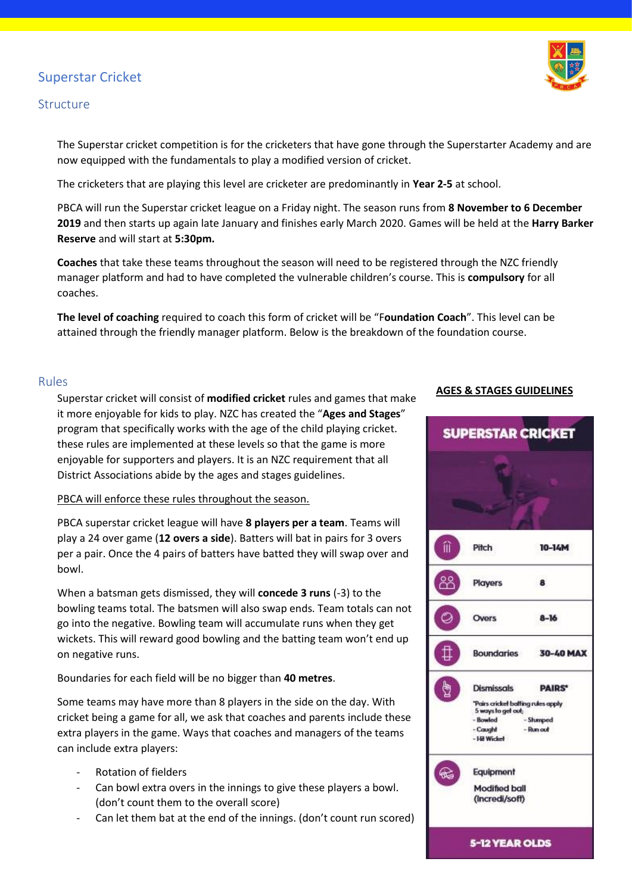# Superstar Cricket

## Structure

The Superstar cricket competition is for the cricketers that have gone through the Superstarter Academy and are now equipped with the fundamentals to play a modified version of cricket.

The cricketers that are playing this level are cricketer are predominantly in **Year 2-5** at school.

PBCA will run the Superstar cricket league on a Friday night. The season runs from **8 November to 6 December 2019** and then starts up again late January and finishes early March 2020. Games will be held at the **Harry Barker Reserve** and will start at **5:30pm.**

**Coaches** that take these teams throughout the season will need to be registered through the NZC friendly manager platform and had to have completed the vulnerable children's course. This is **compulsory** for all coaches.

**The level of coaching** required to coach this form of cricket will be "**Foundation Coach**". This level can be attained through the friendly manager platform. Below is the breakdown of the foundation course.

## Rules

Superstar cricket will consist of **modified cricket** rules and games that make it more enjoyable for kids to play. NZC has created the "**Ages and Stages**" program that specifically works with the age of the child playing cricket. these rules are implemented at these levels so that the game is more enjoyable for supporters and players. It is an NZC requirement that all District Associations abide by the ages and stages guidelines.

<u>PBCA will enforce these rules throughout the season.</u>

PBCA superstar cricket league will have **8 players per a team**. Teams will play a 24 over game (**12 overs a side**). Batters will bat in pairs for 3 overs per a pair. Once the 4 pairs of batters have batted they will swap over and bowl.

When a batsman gets dismissed, they will **concede 3 runs** (-3) to the bowling teams total. The batsmen will also swap ends. Team totals can not go into the negative. Bowling team will accumulate runs when they get wickets. This will reward good bowling and the batting team won't end up on negative runs.

Boundaries for each field will be no bigger than **40 metres**.

Some teams may have more than 8 players in the side on the day. With cricket being a game for all, we ask that coaches and parents include these extra players in the game. Ways that coaches and managers of the teams can include extra players:

- Rotation of fielders
- Can bowl extra overs in the innings to give these players a bowl. (don't count them to the overall score)
- Can let them bat at the end of the innings. (don't count run scored)

**<u>AGES & STAGES GUIDELINES</u>**

**SUPERSTAR CRICKET**

| | |
|---|---|
| Pitch | 10-14M |
| Players | 8 |
| Overs | 8-16 |
| Boundaries | 30-40 MAX |
| Dismissals | PAIRS* |
| Equipment | Modified ball (Incredi/soft) |

*Pairs cricket batting rules apply
5 ways to get out;
- Bowled
- Caught
- Hit Wicket
- Stumped
- Run out

**5-12 YEAR OLDS**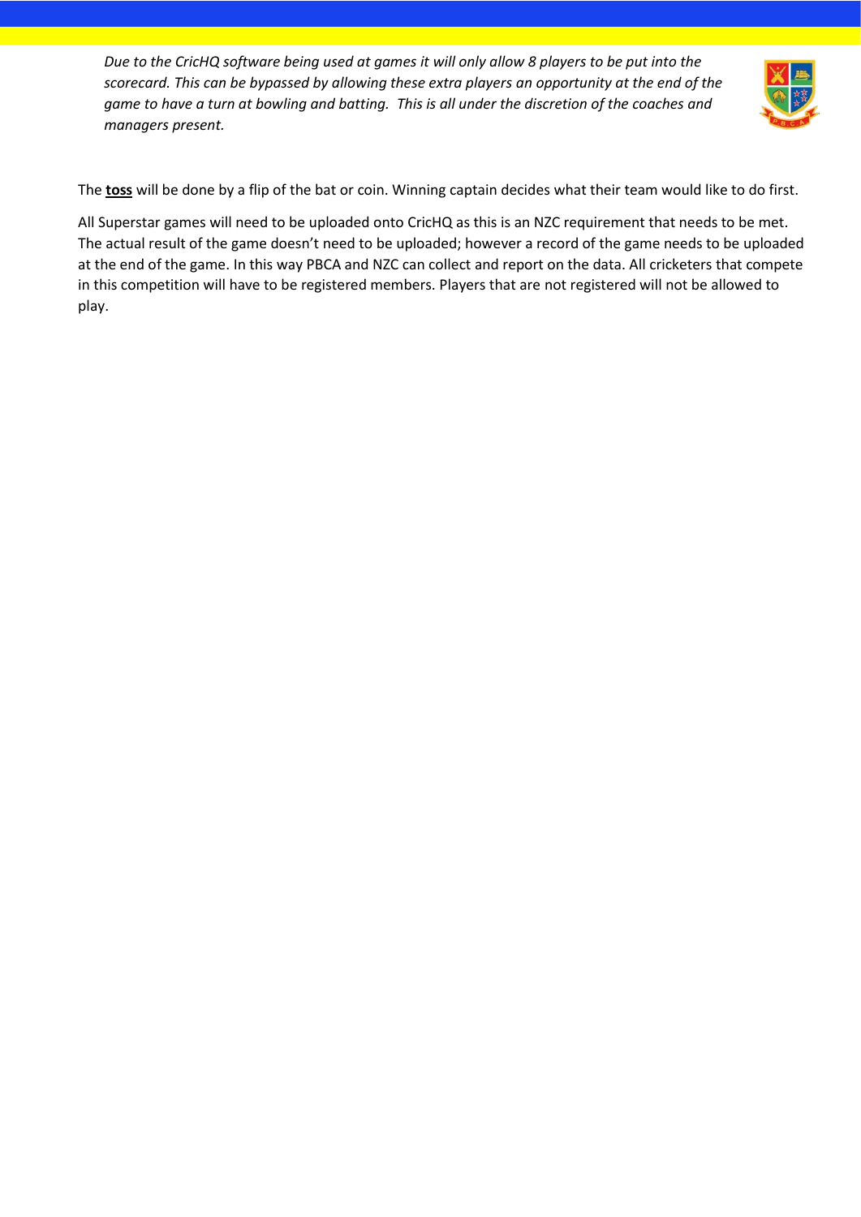*Due to the CricHQ software being used at games it will only allow 8 players to be put into the scorecard. This can be bypassed by allowing these extra players an opportunity at the end of the game to have a turn at bowling and batting. This is all under the discretion of the coaches and managers present.*

The **toss** will be done by a flip of the bat or coin. Winning captain decides what their team would like to do first.

All Superstar games will need to be uploaded onto CricHQ as this is an NZC requirement that needs to be met. The actual result of the game doesn't need to be uploaded; however a record of the game needs to be uploaded at the end of the game. In this way PBCA and NZC can collect and report on the data. All cricketers that compete in this competition will have to be registered members. Players that are not registered will not be allowed to play.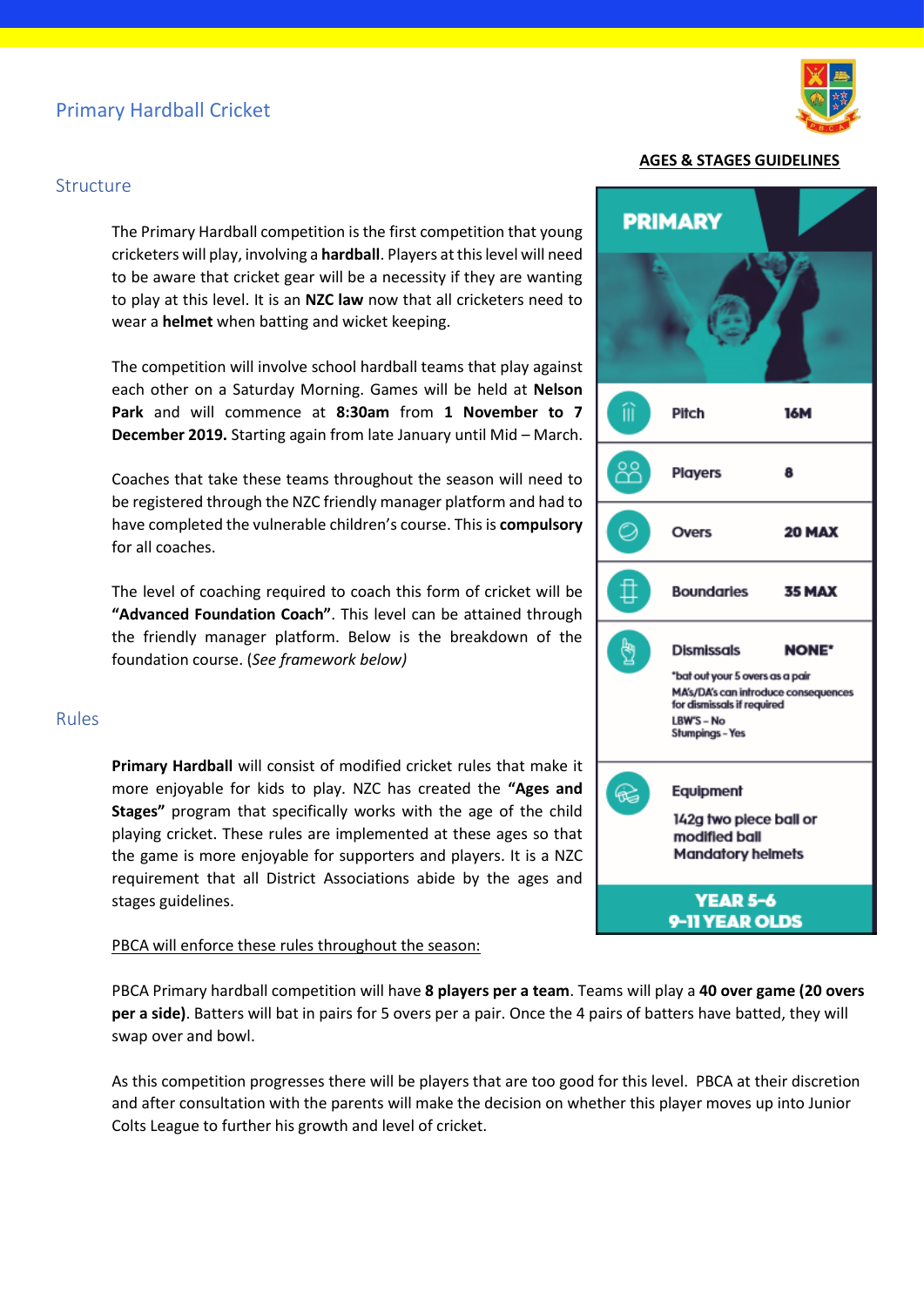## Primary Hardball Cricket

### Structure

The Primary Hardball competition is the first competition that young cricketers will play, involving a **hardball**. Players at this level will need to be aware that cricket gear will be a necessity if they are wanting to play at this level. It is an **NZC law** now that all cricketers need to wear a **helmet** when batting and wicket keeping.

The competition will involve school hardball teams that play against each other on a Saturday Morning. Games will be held at **Nelson Park** and will commence at **8:30am** from **1 November to 7 December 2019.** Starting again from late January until Mid – March.

Coaches that take these teams throughout the season will need to be registered through the NZC friendly manager platform and had to have completed the vulnerable children's course. This is **compulsory** for all coaches.

The level of coaching required to coach this form of cricket will be **"Advanced Foundation Coach"**. This level can be attained through the friendly manager platform. Below is the breakdown of the foundation course. (*See framework below)*

**AGES & STAGES GUIDELINES**

**PRIMARY**

| | |
|---|---|
| Pitch | 16M |
| Players | 8 |
| Overs | 20 MAX |
| Boundaries | 35 MAX |
| Dismissals | NONE* <br> *bat out your 5 overs as a pair <br> MA's/DA's can introduce consequences for dismissals if required <br> LBW'S – No <br> Stumpings – Yes |
| Equipment | 142g two piece ball or modified ball <br> Mandatory helmets |

**YEAR 5-6**
**9-11 YEAR OLDS**

### Rules

**Primary Hardball** will consist of modified cricket rules that make it more enjoyable for kids to play. NZC has created the **"Ages and Stages"** program that specifically works with the age of the child playing cricket. These rules are implemented at these ages so that the game is more enjoyable for supporters and players. It is a NZC requirement that all District Associations abide by the ages and stages guidelines.

<u>PBCA will enforce these rules throughout the season:</u>

PBCA Primary hardball competition will have **8 players per a team**. Teams will play a **40 over game (20 overs per a side)**. Batters will bat in pairs for 5 overs per a pair. Once the 4 pairs of batters have batted, they will swap over and bowl.

As this competition progresses there will be players that are too good for this level. PBCA at their discretion and after consultation with the parents will make the decision on whether this player moves up into Junior Colts League to further his growth and level of cricket.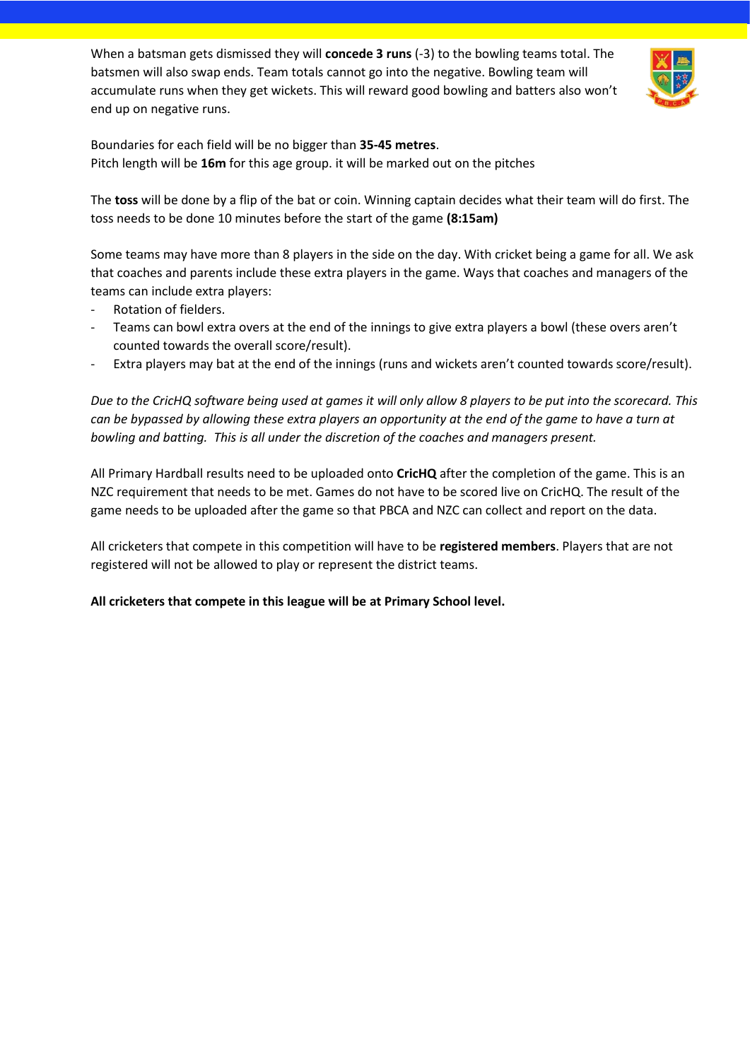When a batsman gets dismissed they will **concede 3 runs** (-3) to the bowling teams total. The batsmen will also swap ends. Team totals cannot go into the negative. Bowling team will accumulate runs when they get wickets. This will reward good bowling and batters also won't end up on negative runs.

Boundaries for each field will be no bigger than **35-45 metres**.
Pitch length will be **16m** for this age group. it will be marked out on the pitches

The **toss** will be done by a flip of the bat or coin. Winning captain decides what their team will do first. The toss needs to be done 10 minutes before the start of the game **(8:15am)**

Some teams may have more than 8 players in the side on the day. With cricket being a game for all. We ask that coaches and parents include these extra players in the game. Ways that coaches and managers of the teams can include extra players:

- Rotation of fielders.
- Teams can bowl extra overs at the end of the innings to give extra players a bowl (these overs aren't counted towards the overall score/result).
- Extra players may bat at the end of the innings (runs and wickets aren't counted towards score/result).

*Due to the CricHQ software being used at games it will only allow 8 players to be put into the scorecard. This can be bypassed by allowing these extra players an opportunity at the end of the game to have a turn at bowling and batting. This is all under the discretion of the coaches and managers present.*

All Primary Hardball results need to be uploaded onto **CricHQ** after the completion of the game. This is an NZC requirement that needs to be met. Games do not have to be scored live on CricHQ. The result of the game needs to be uploaded after the game so that PBCA and NZC can collect and report on the data.

All cricketers that compete in this competition will have to be **registered members**. Players that are not registered will not be allowed to play or represent the district teams.

**All cricketers that compete in this league will be at Primary School level.**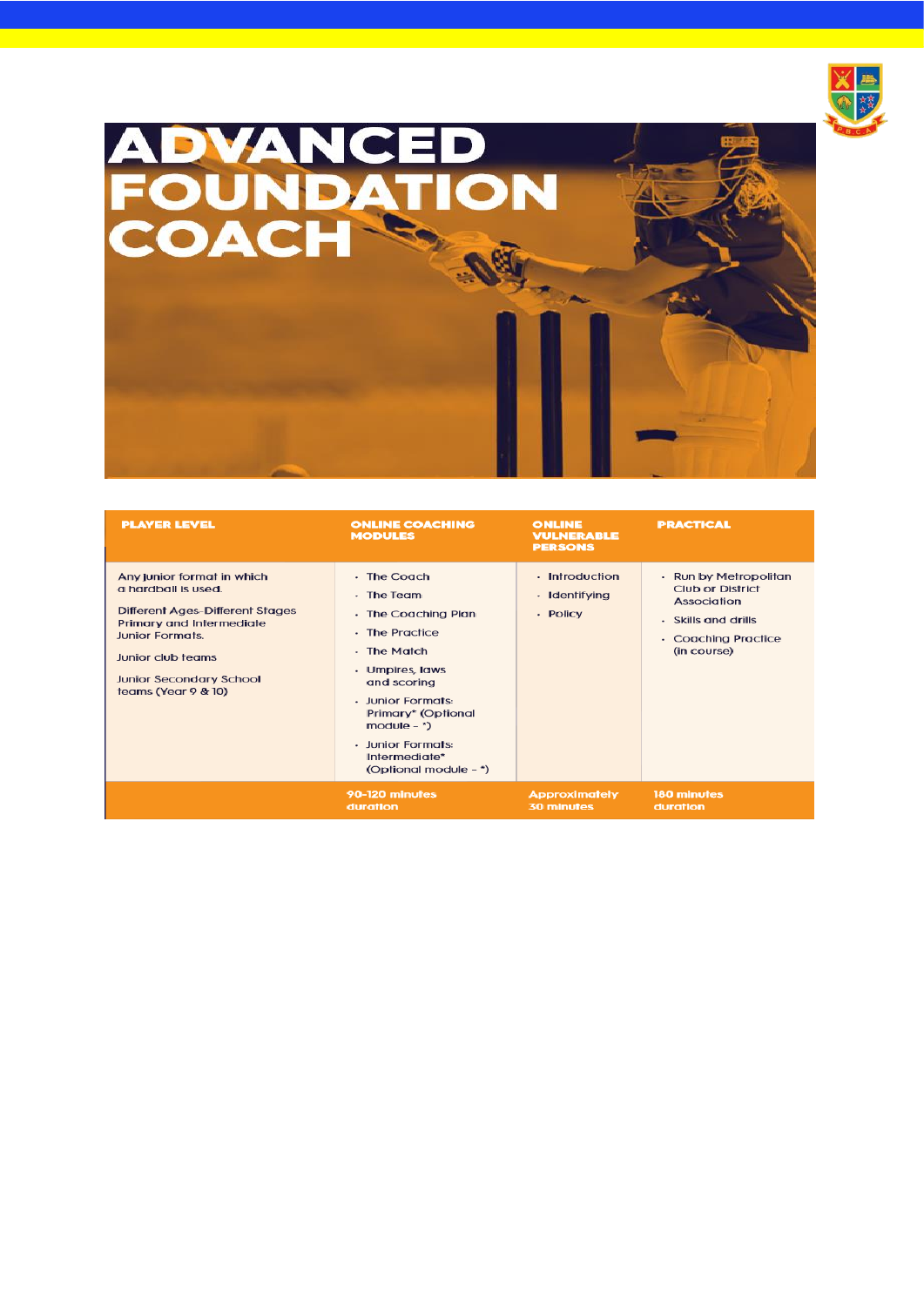# ADVANCED FOUNDATION COACH

| PLAYER LEVEL | ONLINE COACHING MODULES | ONLINE VULNERABLE PERSONS | PRACTICAL |
|---|---|---|---|
| Any junior format in which a hardball is used.<br><br>Different Ages-Different Stages Primary and Intermediate Junior Formats.<br><br>Junior club teams<br><br>Junior Secondary School teams (Year 9 & 10) | • The Coach<br>• The Team<br>• The Coaching Plan<br>• The Practice<br>• The Match<br>• Umpires, laws and scoring<br>• Junior Formats: Primary* (Optional module - *)<br>• Junior Formats: Intermediate* (Optional module - *) | • Introduction<br>• Identifying<br>• Policy | • Run by Metropolitan Club or District Association<br>• Skills and drills<br>• Coaching Practice (in course) |
| | 90-120 minutes duration | Approximately 30 minutes | 180 minutes duration |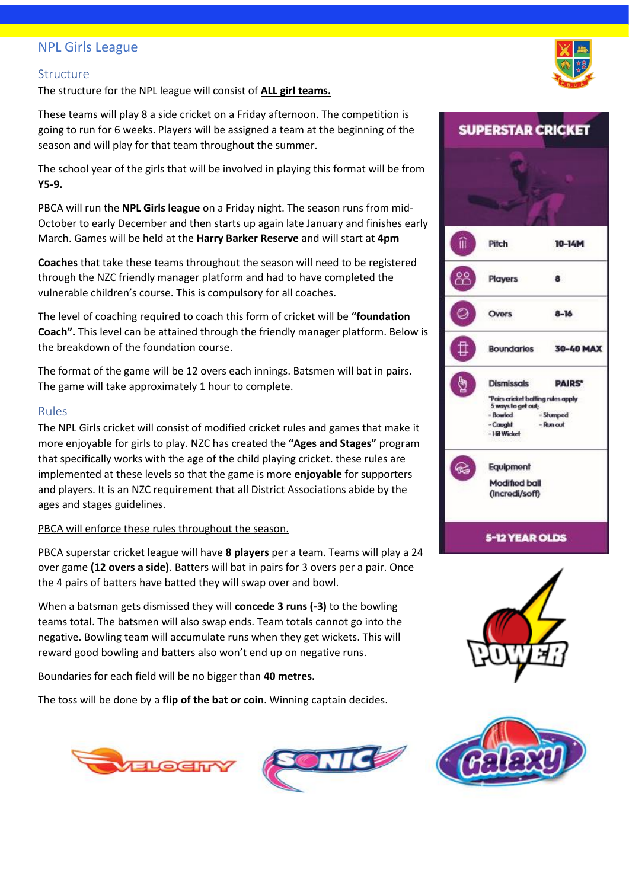## NPL Girls League

### Structure

The structure for the NPL league will consist of **ALL girl teams.**

These teams will play 8 a side cricket on a Friday afternoon. The competition is going to run for 6 weeks. Players will be assigned a team at the beginning of the season and will play for that team throughout the summer.

The school year of the girls that will be involved in playing this format will be from **Y5-9.**

PBCA will run the **NPL Girls league** on a Friday night. The season runs from mid-October to early December and then starts up again late January and finishes early March. Games will be held at the **Harry Barker Reserve** and will start at **4pm**

**Coaches** that take these teams throughout the season will need to be registered through the NZC friendly manager platform and had to have completed the vulnerable children's course. This is compulsory for all coaches.

The level of coaching required to coach this form of cricket will be **"foundation Coach".** This level can be attained through the friendly manager platform. Below is the breakdown of the foundation course.

The format of the game will be 12 overs each innings. Batsmen will bat in pairs. The game will take approximately 1 hour to complete.

### Rules

The NPL Girls cricket will consist of modified cricket rules and games that make it more enjoyable for girls to play. NZC has created the **"Ages and Stages"** program that specifically works with the age of the child playing cricket. these rules are implemented at these levels so that the game is more **enjoyable** for supporters and players. It is an NZC requirement that all District Associations abide by the ages and stages guidelines.

PBCA will enforce these rules throughout the season.

PBCA superstar cricket league will have **8 players** per a team. Teams will play a 24 over game **(12 overs a side)**. Batters will bat in pairs for 3 overs per a pair. Once the 4 pairs of batters have batted they will swap over and bowl.

When a batsman gets dismissed they will **concede 3 runs (-3)** to the bowling teams total. The batsmen will also swap ends. Team totals cannot go into the negative. Bowling team will accumulate runs when they get wickets. This will reward good bowling and batters also won't end up on negative runs.

Boundaries for each field will be no bigger than **40 metres.**

The toss will be done by a **flip of the bat or coin**. Winning captain decides.

**SUPERSTAR CRICKET**

| | |
|---|---|
| Pitch | 10-14M |
| Players | 8 |
| Overs | 8-16 |
| Boundaries | 30-40 MAX |
| Dismissals | PAIRS* |
| Equipment | Modified ball (Incredi/soft) |

*Pairs cricket batting rules apply
5 ways to get out;
- Bowled
- Caught
- Hit Wicket
- Stumped
- Run out

**5-12 YEAR OLDS**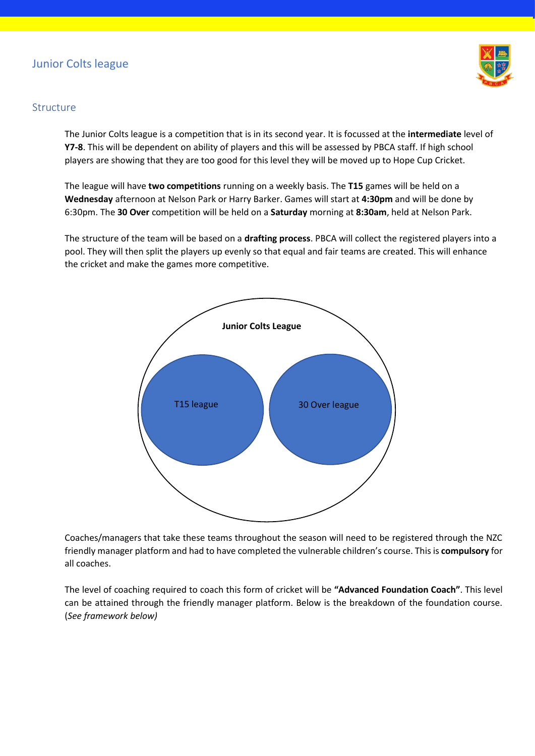# Junior Colts league

## Structure

The Junior Colts league is a competition that is in its second year. It is focussed at the **intermediate** level of **Y7-8**. This will be dependent on ability of players and this will be assessed by PBCA staff. If high school players are showing that they are too good for this level they will be moved up to Hope Cup Cricket.

The league will have **two competitions** running on a weekly basis. The **T15** games will be held on a **Wednesday** afternoon at Nelson Park or Harry Barker. Games will start at **4:30pm** and will be done by 6:30pm. The **30 Over** competition will be held on a **Saturday** morning at **8:30am**, held at Nelson Park.

The structure of the team will be based on a **drafting process**. PBCA will collect the registered players into a pool. They will then split the players up evenly so that equal and fair teams are created. This will enhance the cricket and make the games more competitive.

**Junior Colts League**

T15 league

30 Over league

Coaches/managers that take these teams throughout the season will need to be registered through the NZC friendly manager platform and had to have completed the vulnerable children's course. This is **compulsory** for all coaches.

The level of coaching required to coach this form of cricket will be **"Advanced Foundation Coach"**. This level can be attained through the friendly manager platform. Below is the breakdown of the foundation course. (*See framework below)*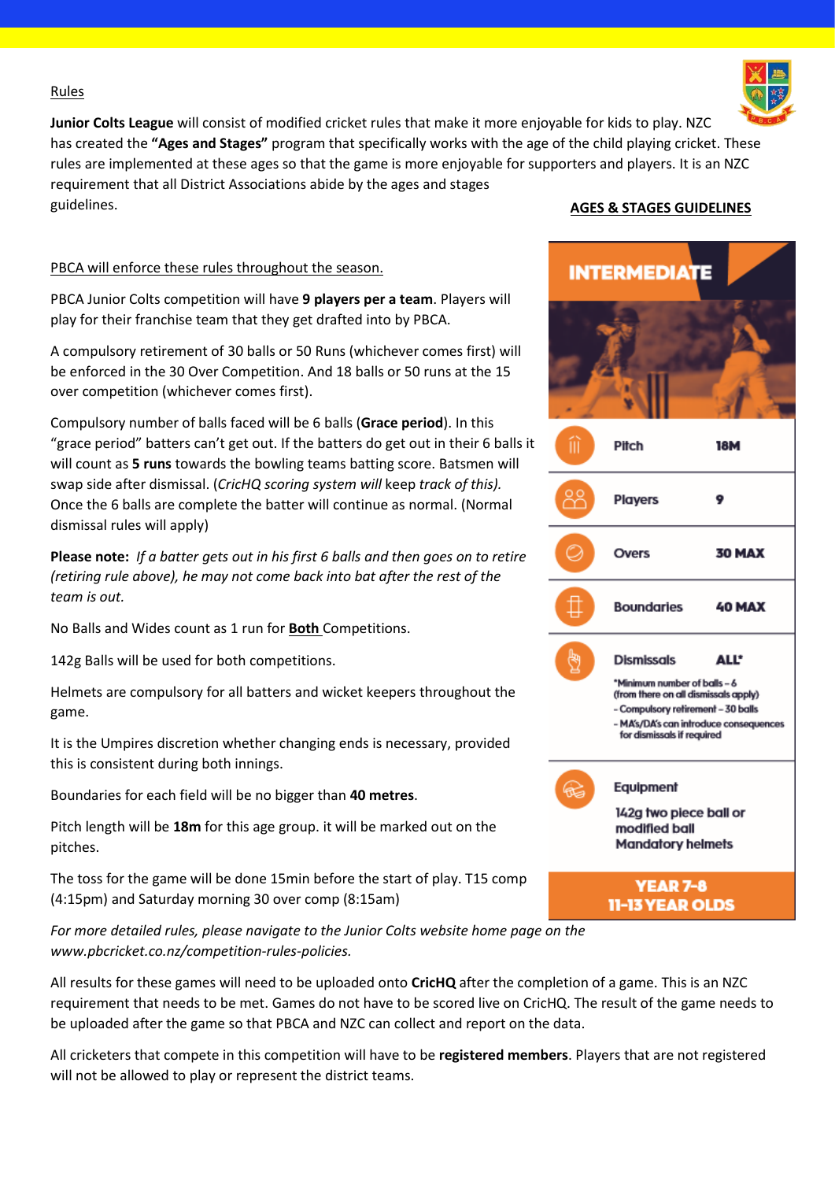## Rules

**Junior Colts League** will consist of modified cricket rules that make it more enjoyable for kids to play. NZC has created the **"Ages and Stages"** program that specifically works with the age of the child playing cricket. These rules are implemented at these ages so that the game is more enjoyable for supporters and players. It is an NZC requirement that all District Associations abide by the ages and stages guidelines.

PBCA will enforce these rules throughout the season.

PBCA Junior Colts competition will have **9 players per a team**. Players will play for their franchise team that they get drafted into by PBCA.

A compulsory retirement of 30 balls or 50 Runs (whichever comes first) will be enforced in the 30 Over Competition. And 18 balls or 50 runs at the 15 over competition (whichever comes first).

Compulsory number of balls faced will be 6 balls (**Grace period**). In this "grace period" batters can't get out. If the batters do get out in their 6 balls it will count as **5 runs** towards the bowling teams batting score. Batsmen will swap side after dismissal. (*CricHQ scoring system will* keep *track of this).* Once the 6 balls are complete the batter will continue as normal. (Normal dismissal rules will apply)

**Please note:** *If a batter gets out in his first 6 balls and then goes on to retire (retiring rule above), he may not come back into bat after the rest of the team is out.*

No Balls and Wides count as 1 run for **Both** Competitions.

142g Balls will be used for both competitions.

Helmets are compulsory for all batters and wicket keepers throughout the game.

It is the Umpires discretion whether changing ends is necessary, provided this is consistent during both innings.

Boundaries for each field will be no bigger than **40 metres**.

Pitch length will be **18m** for this age group. it will be marked out on the pitches.

The toss for the game will be done 15min before the start of play. T15 comp (4:15pm) and Saturday morning 30 over comp (8:15am)

### AGES & STAGES GUIDELINES

**INTERMEDIATE**

| | |
|---|---|
| Pitch | 18M |
| Players | 9 |
| Overs | 30 MAX |
| Boundaries | 40 MAX |
| Dismissals | ALL* |

*Minimum number of balls – 6 (from there on all dismissals apply)
- Compulsory retirement – 30 balls
- MA's/DA's can introduce consequences for dismissals if required

**Equipment**
142g two piece ball or modified ball
Mandatory helmets

**YEAR 7-8**
**11-13 YEAR OLDS**

*For more detailed rules, please navigate to the Junior Colts website home page on the www.pbcricket.co.nz/competition-rules-policies.*

All results for these games will need to be uploaded onto **CricHQ** after the completion of a game. This is an NZC requirement that needs to be met. Games do not have to be scored live on CricHQ. The result of the game needs to be uploaded after the game so that PBCA and NZC can collect and report on the data.

All cricketers that compete in this competition will have to be **registered members**. Players that are not registered will not be allowed to play or represent the district teams.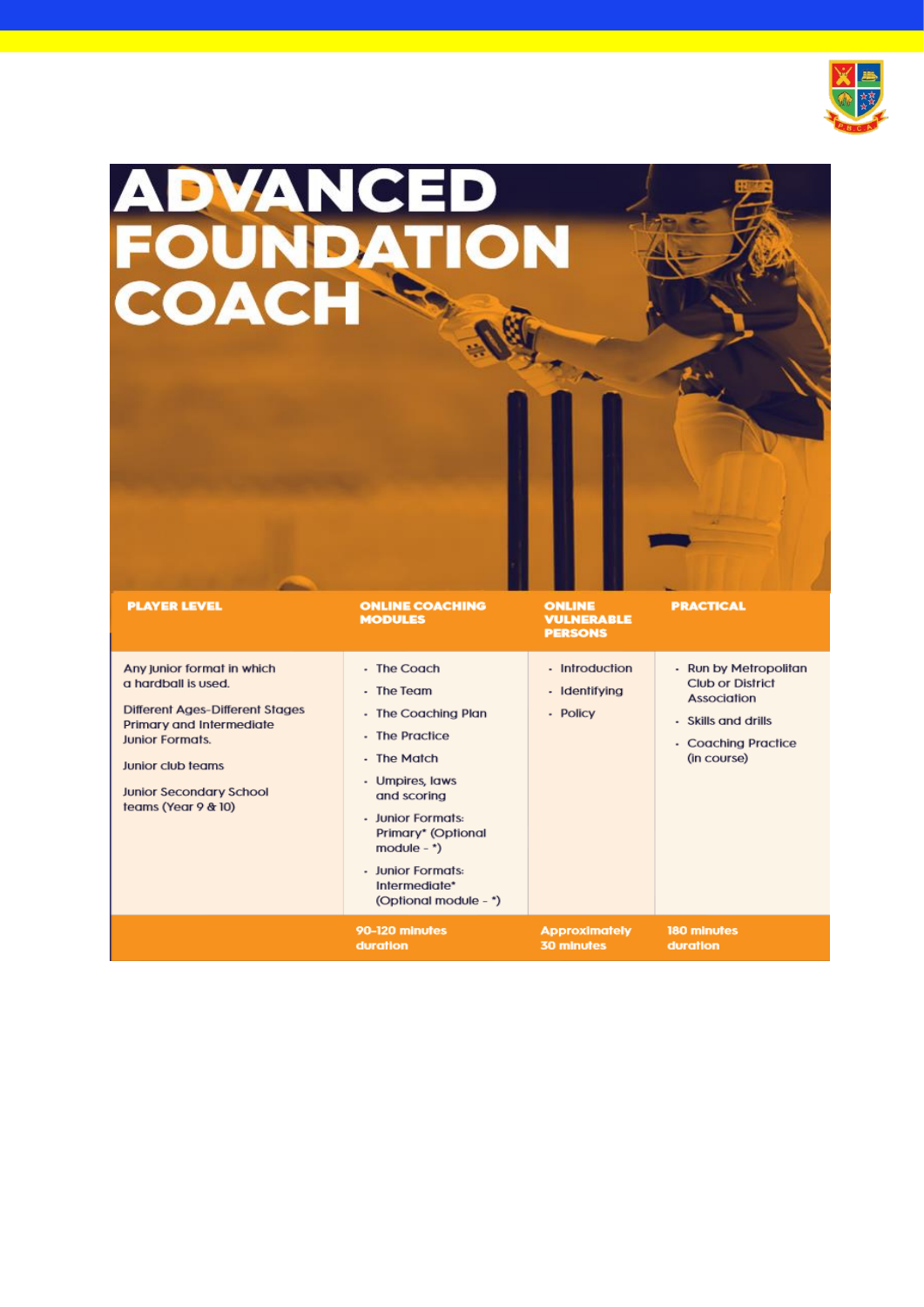# ADVANCED FOUNDATION COACH

| PLAYER LEVEL | ONLINE COACHING MODULES | ONLINE VULNERABLE PERSONS | PRACTICAL |
|---|---|---|---|
| Any junior format in which a hardball is used.<br><br>Different Ages-Different Stages Primary and Intermediate Junior Formats.<br><br>Junior club teams<br><br>Junior Secondary School teams (Year 9 & 10) | · The Coach<br>· The Team<br>· The Coaching Plan<br>· The Practice<br>· The Match<br>· Umpires, laws and scoring<br>· Junior Formats: Primary* (Optional module - *)<br>· Junior Formats: Intermediate* (Optional module - *) | · Introduction<br>· Identifying<br>· Policy | · Run by Metropolitan Club or District Association<br>· Skills and drills<br>· Coaching Practice (in course) |
| | 90-120 minutes duration | Approximately 30 minutes | 180 minutes duration |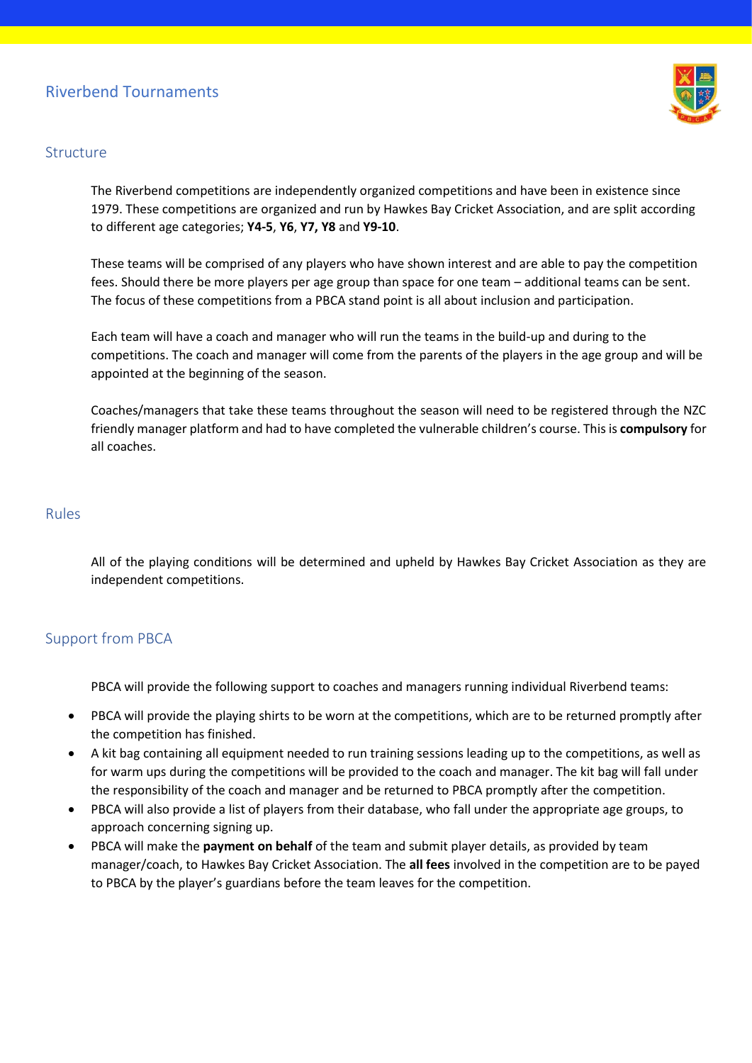# Riverbend Tournaments

## Structure

The Riverbend competitions are independently organized competitions and have been in existence since 1979. These competitions are organized and run by Hawkes Bay Cricket Association, and are split according to different age categories; **Y4-5**, **Y6**, **Y7, Y8** and **Y9-10**.

These teams will be comprised of any players who have shown interest and are able to pay the competition fees. Should there be more players per age group than space for one team – additional teams can be sent. The focus of these competitions from a PBCA stand point is all about inclusion and participation.

Each team will have a coach and manager who will run the teams in the build-up and during to the competitions. The coach and manager will come from the parents of the players in the age group and will be appointed at the beginning of the season.

Coaches/managers that take these teams throughout the season will need to be registered through the NZC friendly manager platform and had to have completed the vulnerable children's course. This is **compulsory** for all coaches.

## Rules

All of the playing conditions will be determined and upheld by Hawkes Bay Cricket Association as they are independent competitions.

## Support from PBCA

PBCA will provide the following support to coaches and managers running individual Riverbend teams:

- PBCA will provide the playing shirts to be worn at the competitions, which are to be returned promptly after the competition has finished.
- A kit bag containing all equipment needed to run training sessions leading up to the competitions, as well as for warm ups during the competitions will be provided to the coach and manager. The kit bag will fall under the responsibility of the coach and manager and be returned to PBCA promptly after the competition.
- PBCA will also provide a list of players from their database, who fall under the appropriate age groups, to approach concerning signing up.
- PBCA will make the **payment on behalf** of the team and submit player details, as provided by team manager/coach, to Hawkes Bay Cricket Association. The **all fees** involved in the competition are to be payed to PBCA by the player's guardians before the team leaves for the competition.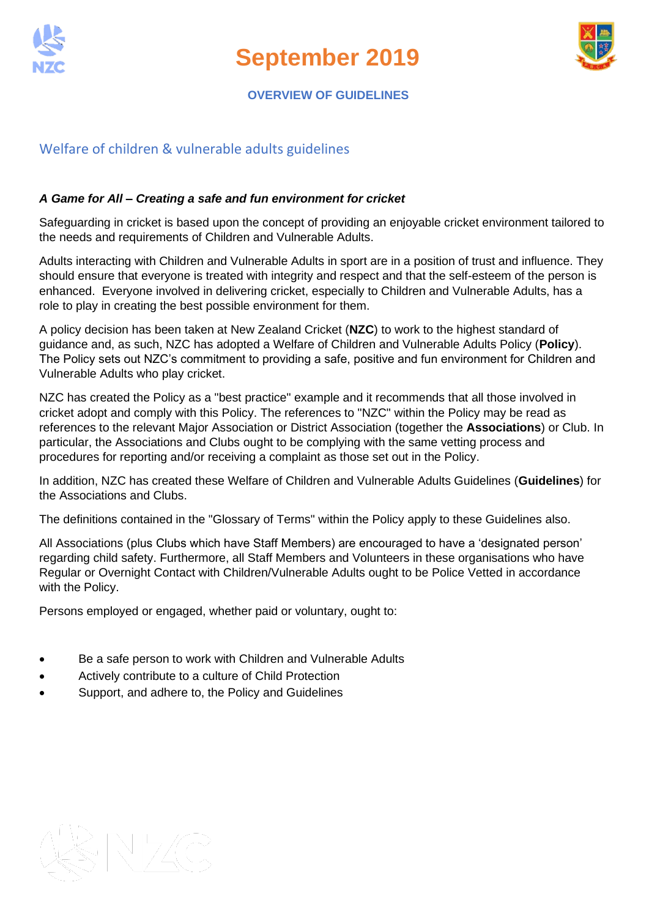# September 2019

**OVERVIEW OF GUIDELINES**

## Welfare of children & vulnerable adults guidelines

***A Game for All – Creating a safe and fun environment for cricket***

Safeguarding in cricket is based upon the concept of providing an enjoyable cricket environment tailored to the needs and requirements of Children and Vulnerable Adults.

Adults interacting with Children and Vulnerable Adults in sport are in a position of trust and influence. They should ensure that everyone is treated with integrity and respect and that the self-esteem of the person is enhanced. Everyone involved in delivering cricket, especially to Children and Vulnerable Adults, has a role to play in creating the best possible environment for them.

A policy decision has been taken at New Zealand Cricket (**NZC**) to work to the highest standard of guidance and, as such, NZC has adopted a Welfare of Children and Vulnerable Adults Policy (**Policy**). The Policy sets out NZC's commitment to providing a safe, positive and fun environment for Children and Vulnerable Adults who play cricket.

NZC has created the Policy as a "best practice" example and it recommends that all those involved in cricket adopt and comply with this Policy. The references to "NZC" within the Policy may be read as references to the relevant Major Association or District Association (together the **Associations**) or Club. In particular, the Associations and Clubs ought to be complying with the same vetting process and procedures for reporting and/or receiving a complaint as those set out in the Policy.

In addition, NZC has created these Welfare of Children and Vulnerable Adults Guidelines (**Guidelines**) for the Associations and Clubs.

The definitions contained in the "Glossary of Terms" within the Policy apply to these Guidelines also.

All Associations (plus Clubs which have Staff Members) are encouraged to have a 'designated person' regarding child safety. Furthermore, all Staff Members and Volunteers in these organisations who have Regular or Overnight Contact with Children/Vulnerable Adults ought to be Police Vetted in accordance with the Policy.

Persons employed or engaged, whether paid or voluntary, ought to:

- Be a safe person to work with Children and Vulnerable Adults
- Actively contribute to a culture of Child Protection
- Support, and adhere to, the Policy and Guidelines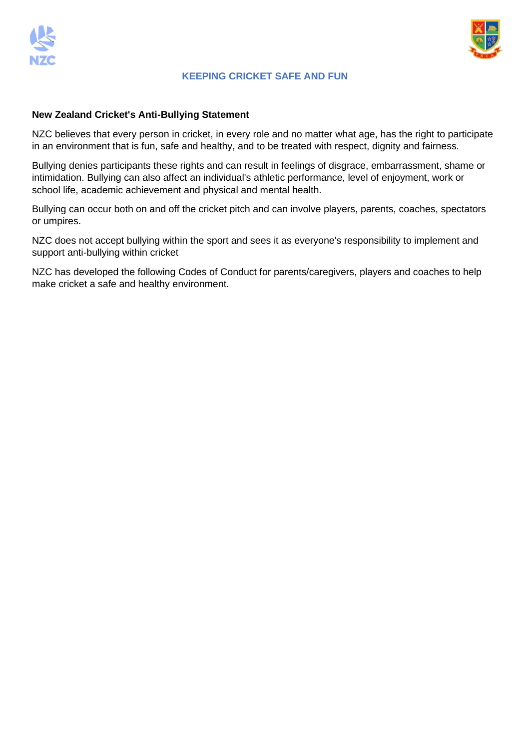# KEEPING CRICKET SAFE AND FUN

## New Zealand Cricket's Anti-Bullying Statement

NZC believes that every person in cricket, in every role and no matter what age, has the right to participate in an environment that is fun, safe and healthy, and to be treated with respect, dignity and fairness.

Bullying denies participants these rights and can result in feelings of disgrace, embarrassment, shame or intimidation. Bullying can also affect an individual's athletic performance, level of enjoyment, work or school life, academic achievement and physical and mental health.

Bullying can occur both on and off the cricket pitch and can involve players, parents, coaches, spectators or umpires.

NZC does not accept bullying within the sport and sees it as everyone's responsibility to implement and support anti-bullying within cricket

NZC has developed the following Codes of Conduct for parents/caregivers, players and coaches to help make cricket a safe and healthy environment.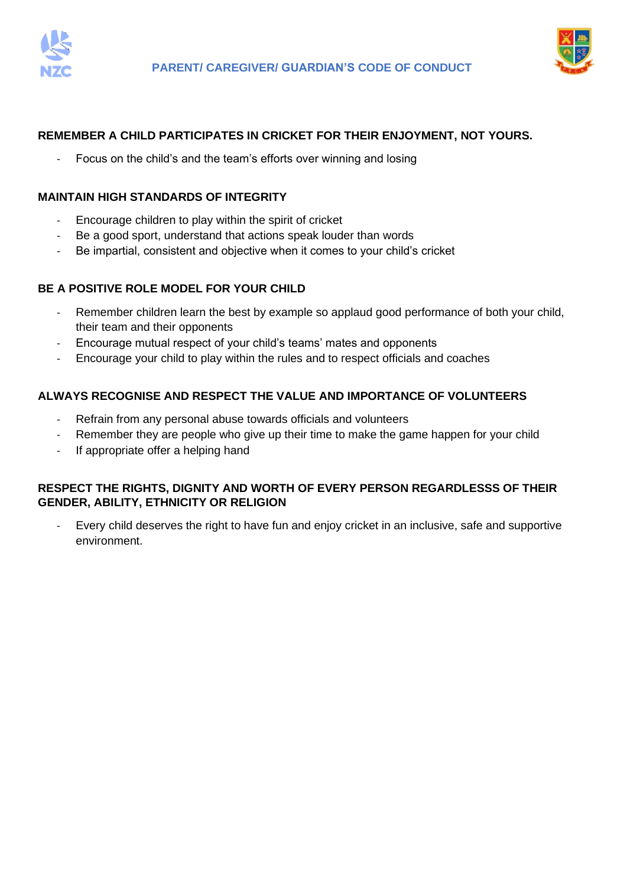# PARENT/ CAREGIVER/ GUARDIAN'S CODE OF CONDUCT

**REMEMBER A CHILD PARTICIPATES IN CRICKET FOR THEIR ENJOYMENT, NOT YOURS.**

- Focus on the child's and the team's efforts over winning and losing

**MAINTAIN HIGH STANDARDS OF INTEGRITY**

- Encourage children to play within the spirit of cricket
- Be a good sport, understand that actions speak louder than words
- Be impartial, consistent and objective when it comes to your child's cricket

**BE A POSITIVE ROLE MODEL FOR YOUR CHILD**

- Remember children learn the best by example so applaud good performance of both your child, their team and their opponents
- Encourage mutual respect of your child's teams' mates and opponents
- Encourage your child to play within the rules and to respect officials and coaches

**ALWAYS RECOGNISE AND RESPECT THE VALUE AND IMPORTANCE OF VOLUNTEERS**

- Refrain from any personal abuse towards officials and volunteers
- Remember they are people who give up their time to make the game happen for your child
- If appropriate offer a helping hand

**RESPECT THE RIGHTS, DIGNITY AND WORTH OF EVERY PERSON REGARDLESSS OF THEIR GENDER, ABILITY, ETHNICITY OR RELIGION**

- Every child deserves the right to have fun and enjoy cricket in an inclusive, safe and supportive environment.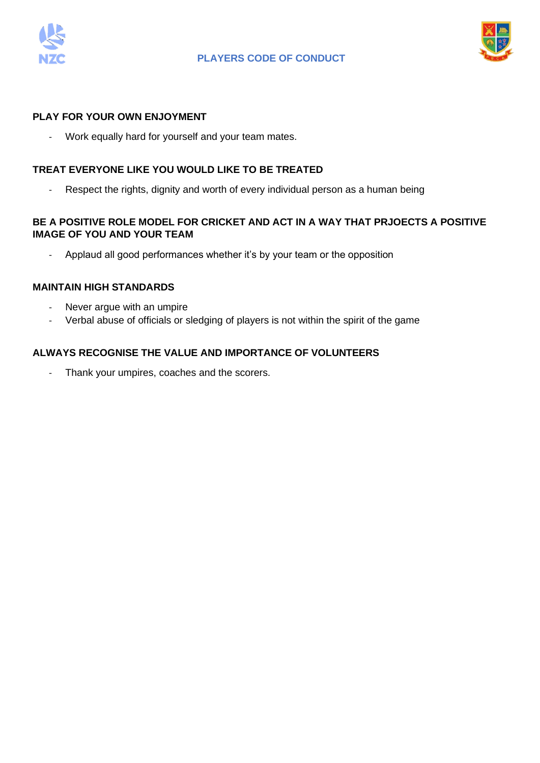# PLAYERS CODE OF CONDUCT

### PLAY FOR YOUR OWN ENJOYMENT

- Work equally hard for yourself and your team mates.

### TREAT EVERYONE LIKE YOU WOULD LIKE TO BE TREATED

- Respect the rights, dignity and worth of every individual person as a human being

### BE A POSITIVE ROLE MODEL FOR CRICKET AND ACT IN A WAY THAT PRJOECTS A POSITIVE IMAGE OF YOU AND YOUR TEAM

- Applaud all good performances whether it's by your team or the opposition

### MAINTAIN HIGH STANDARDS

- Never argue with an umpire
- Verbal abuse of officials or sledging of players is not within the spirit of the game

### ALWAYS RECOGNISE THE VALUE AND IMPORTANCE OF VOLUNTEERS

- Thank your umpires, coaches and the scorers.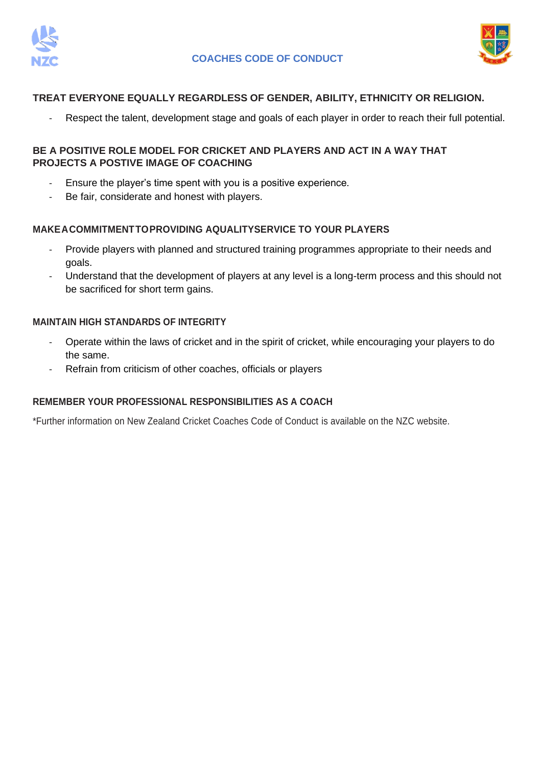## COACHES CODE OF CONDUCT

**TREAT EVERYONE EQUALLY REGARDLESS OF GENDER, ABILITY, ETHNICITY OR RELIGION.**

- Respect the talent, development stage and goals of each player in order to reach their full potential.

**BE A POSITIVE ROLE MODEL FOR CRICKET AND PLAYERS AND ACT IN A WAY THAT PROJECTS A POSTIVE IMAGE OF COACHING**

- Ensure the player's time spent with you is a positive experience.
- Be fair, considerate and honest with players.

**MAKEACOMMITMENTTOPROVIDING AQUALITYSERVICE TO YOUR PLAYERS**

- Provide players with planned and structured training programmes appropriate to their needs and goals.
- Understand that the development of players at any level is a long-term process and this should not be sacrificed for short term gains.

**MAINTAIN HIGH STANDARDS OF INTEGRITY**

- Operate within the laws of cricket and in the spirit of cricket, while encouraging your players to do the same.
- Refrain from criticism of other coaches, officials or players

**REMEMBER YOUR PROFESSIONAL RESPONSIBILITIES AS A COACH**

*Further information on New Zealand Cricket Coaches Code of Conduct is available on the NZC website.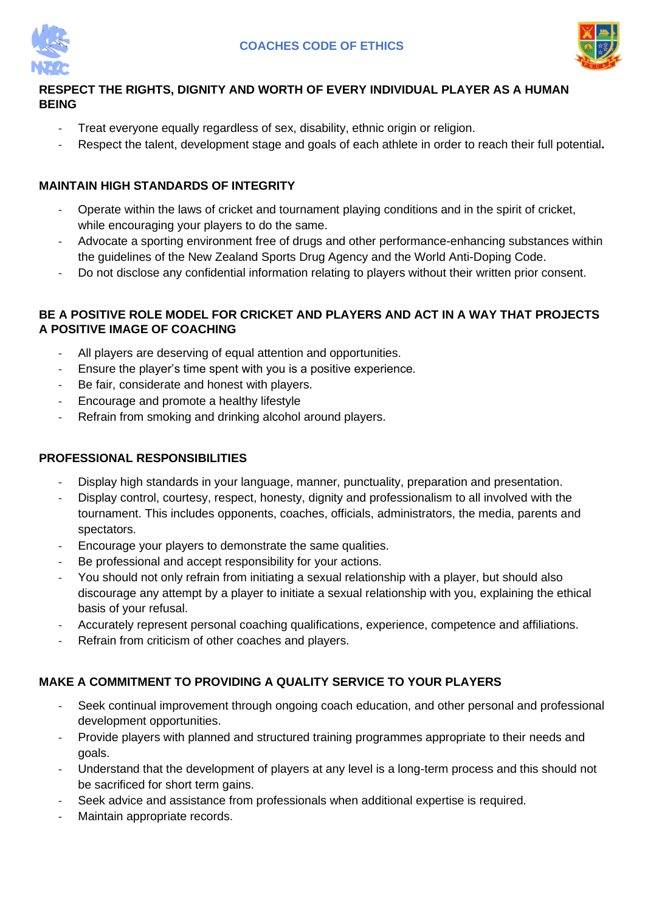# COACHES CODE OF ETHICS

## RESPECT THE RIGHTS, DIGNITY AND WORTH OF EVERY INDIVIDUAL PLAYER AS A HUMAN BEING

- Treat everyone equally regardless of sex, disability, ethnic origin or religion.
- Respect the talent, development stage and goals of each athlete in order to reach their full potential**.**

## MAINTAIN HIGH STANDARDS OF INTEGRITY

- Operate within the laws of cricket and tournament playing conditions and in the spirit of cricket, while encouraging your players to do the same.
- Advocate a sporting environment free of drugs and other performance-enhancing substances within the guidelines of the New Zealand Sports Drug Agency and the World Anti-Doping Code.
- Do not disclose any confidential information relating to players without their written prior consent.

## BE A POSITIVE ROLE MODEL FOR CRICKET AND PLAYERS AND ACT IN A WAY THAT PROJECTS A POSITIVE IMAGE OF COACHING

- All players are deserving of equal attention and opportunities.
- Ensure the player's time spent with you is a positive experience.
- Be fair, considerate and honest with players.
- Encourage and promote a healthy lifestyle
- Refrain from smoking and drinking alcohol around players.

## PROFESSIONAL RESPONSIBILITIES

- Display high standards in your language, manner, punctuality, preparation and presentation.
- Display control, courtesy, respect, honesty, dignity and professionalism to all involved with the tournament. This includes opponents, coaches, officials, administrators, the media, parents and spectators.
- Encourage your players to demonstrate the same qualities.
- Be professional and accept responsibility for your actions.
- You should not only refrain from initiating a sexual relationship with a player, but should also discourage any attempt by a player to initiate a sexual relationship with you, explaining the ethical basis of your refusal.
- Accurately represent personal coaching qualifications, experience, competence and affiliations.
- Refrain from criticism of other coaches and players.

## MAKE A COMMITMENT TO PROVIDING A QUALITY SERVICE TO YOUR PLAYERS

- Seek continual improvement through ongoing coach education, and other personal and professional development opportunities.
- Provide players with planned and structured training programmes appropriate to their needs and goals.
- Understand that the development of players at any level is a long-term process and this should not be sacrificed for short term gains.
- Seek advice and assistance from professionals when additional expertise is required.
- Maintain appropriate records.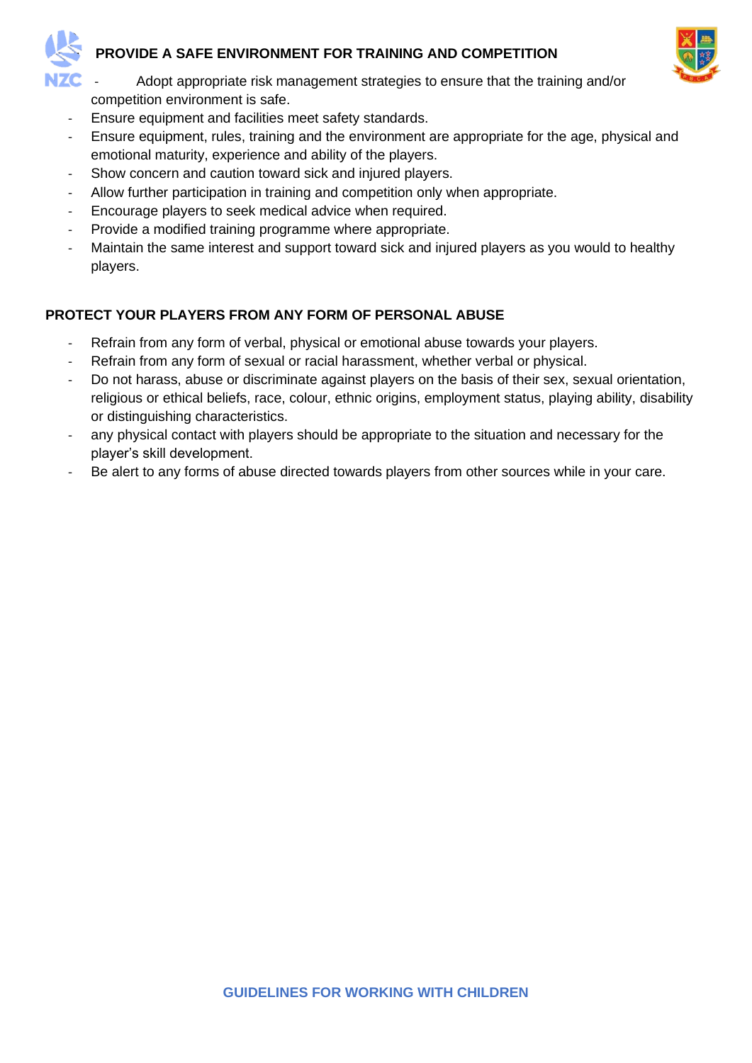## PROVIDE A SAFE ENVIRONMENT FOR TRAINING AND COMPETITION

- Adopt appropriate risk management strategies to ensure that the training and/or competition environment is safe.
- Ensure equipment and facilities meet safety standards.
- Ensure equipment, rules, training and the environment are appropriate for the age, physical and emotional maturity, experience and ability of the players.
- Show concern and caution toward sick and injured players.
- Allow further participation in training and competition only when appropriate.
- Encourage players to seek medical advice when required.
- Provide a modified training programme where appropriate.
- Maintain the same interest and support toward sick and injured players as you would to healthy players.

## PROTECT YOUR PLAYERS FROM ANY FORM OF PERSONAL ABUSE

- Refrain from any form of verbal, physical or emotional abuse towards your players.
- Refrain from any form of sexual or racial harassment, whether verbal or physical.
- Do not harass, abuse or discriminate against players on the basis of their sex, sexual orientation, religious or ethical beliefs, race, colour, ethnic origins, employment status, playing ability, disability or distinguishing characteristics.
- any physical contact with players should be appropriate to the situation and necessary for the player's skill development.
- Be alert to any forms of abuse directed towards players from other sources while in your care.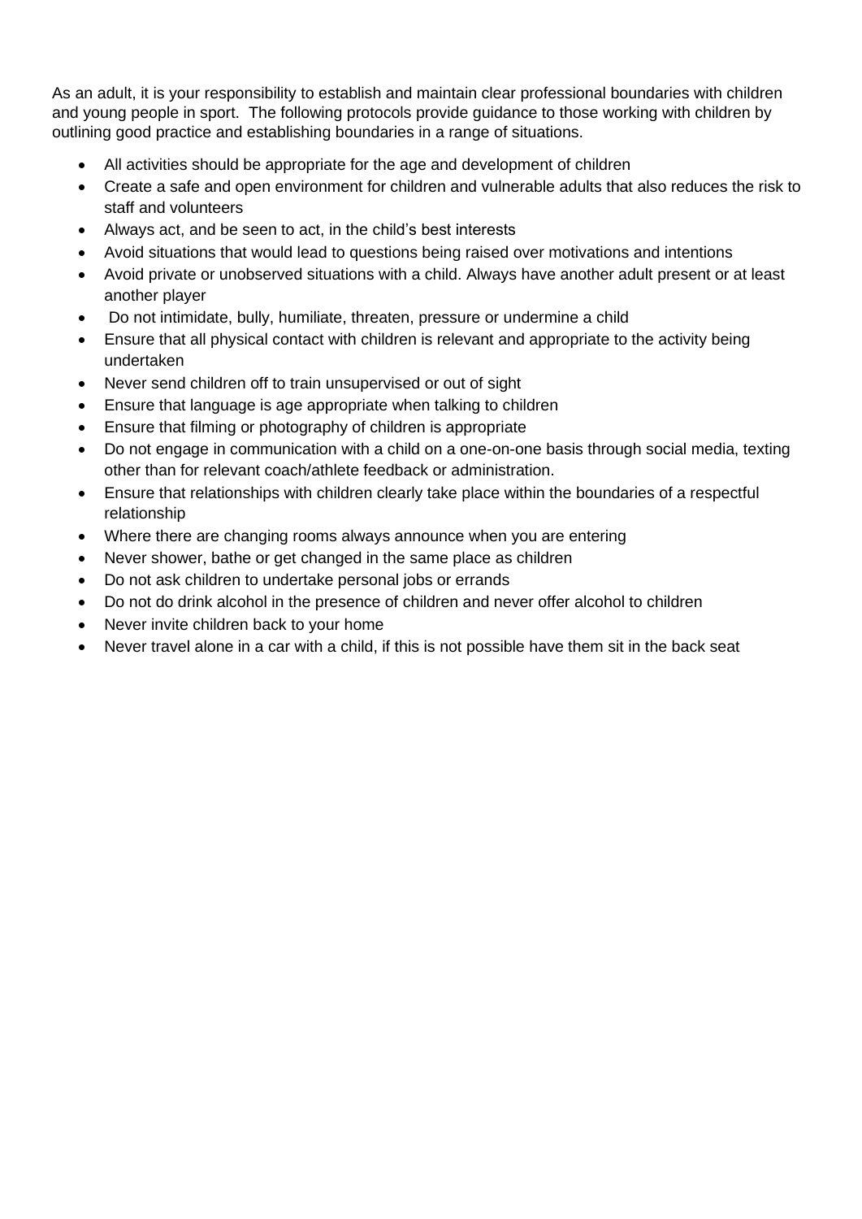As an adult, it is your responsibility to establish and maintain clear professional boundaries with children and young people in sport. The following protocols provide guidance to those working with children by outlining good practice and establishing boundaries in a range of situations.

- All activities should be appropriate for the age and development of children
- Create a safe and open environment for children and vulnerable adults that also reduces the risk to staff and volunteers
- Always act, and be seen to act, in the child's best interests
- Avoid situations that would lead to questions being raised over motivations and intentions
- Avoid private or unobserved situations with a child. Always have another adult present or at least another player
- Do not intimidate, bully, humiliate, threaten, pressure or undermine a child
- Ensure that all physical contact with children is relevant and appropriate to the activity being undertaken
- Never send children off to train unsupervised or out of sight
- Ensure that language is age appropriate when talking to children
- Ensure that filming or photography of children is appropriate
- Do not engage in communication with a child on a one-on-one basis through social media, texting other than for relevant coach/athlete feedback or administration.
- Ensure that relationships with children clearly take place within the boundaries of a respectful relationship
- Where there are changing rooms always announce when you are entering
- Never shower, bathe or get changed in the same place as children
- Do not ask children to undertake personal jobs or errands
- Do not do drink alcohol in the presence of children and never offer alcohol to children
- Never invite children back to your home
- Never travel alone in a car with a child, if this is not possible have them sit in the back seat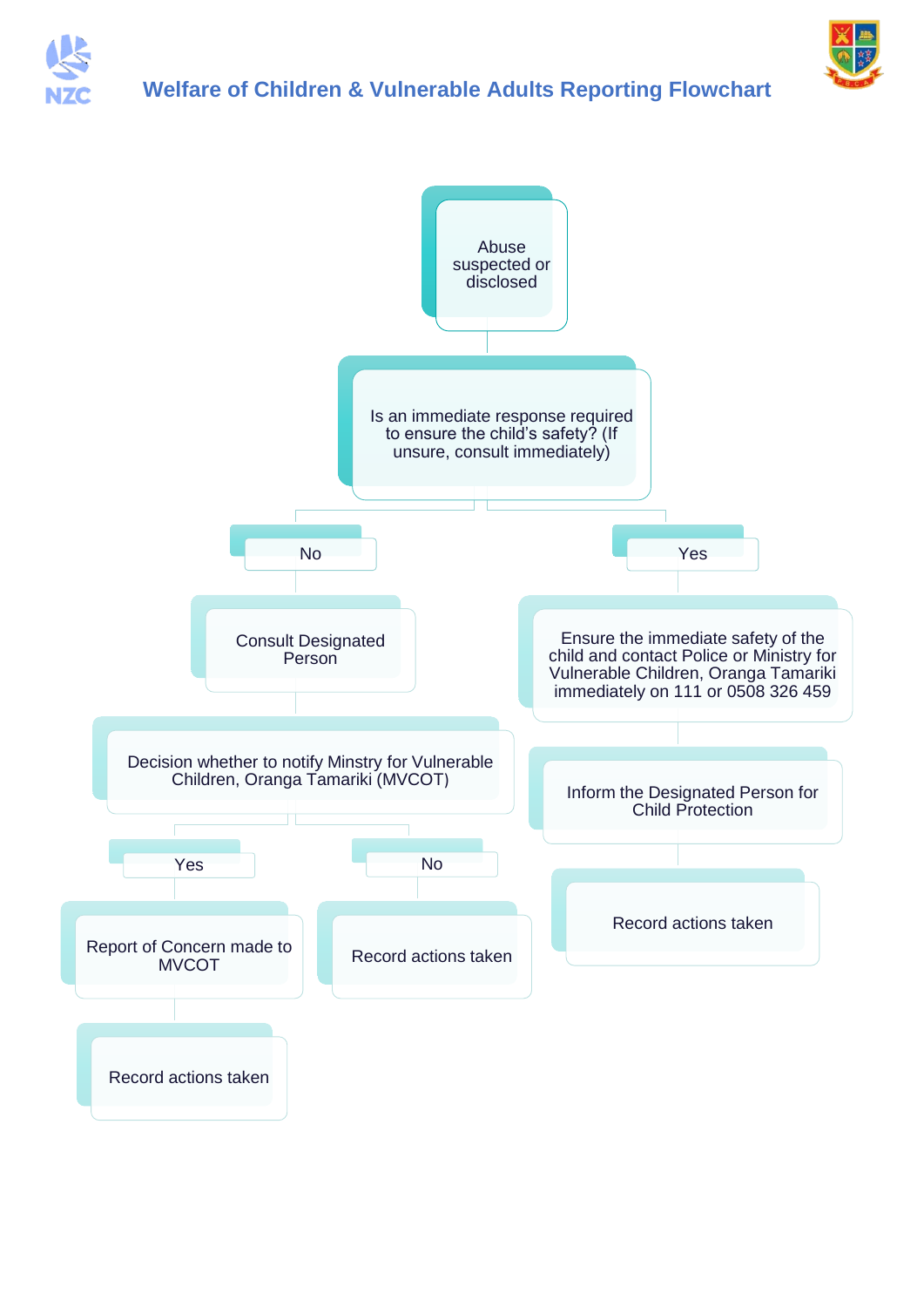# Welfare of Children & Vulnerable Adults Reporting Flowchart

Abuse suspected or disclosed

Is an immediate response required to ensure the child's safety? (If unsure, consult immediately)

No

Consult Designated Person

Decision whether to notify Minstry for Vulnerable Children, Oranga Tamariki (MVCOT)

Yes

Report of Concern made to MVCOT

Record actions taken

No

Record actions taken

Yes

Ensure the immediate safety of the child and contact Police or Ministry for Vulnerable Children, Oranga Tamariki immediately on 111 or 0508 326 459

Inform the Designated Person for Child Protection

Record actions taken